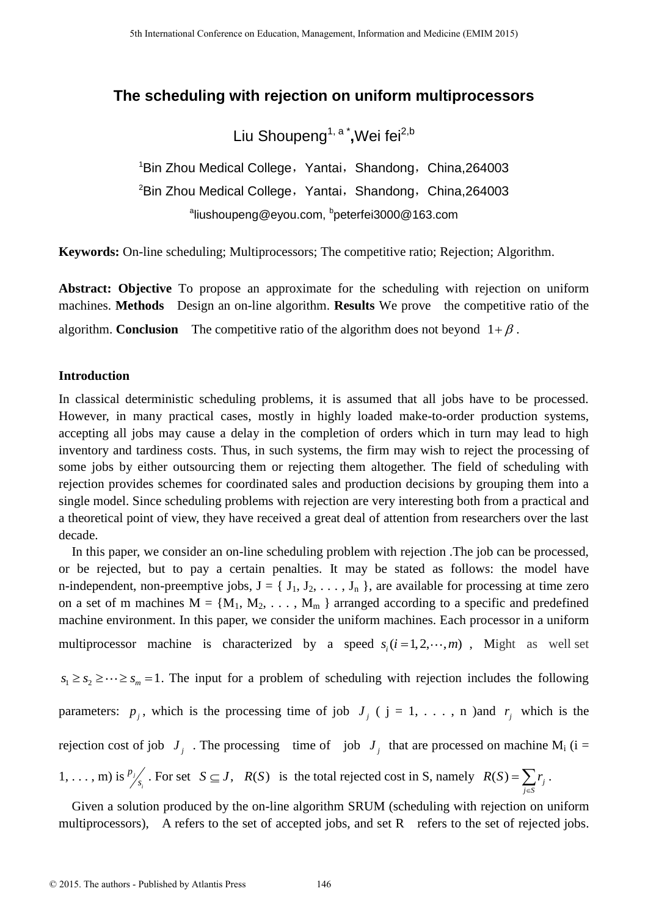# The scheduling with rejection on uniform multiprocessors

Liu Shoupeng[1, a *], Wei fei[2,b]

[1]Bin Zhou Medical College，Yantai，Shandong，China,264003

[2]Bin Zhou Medical College，Yantai，Shandong，China,264003

[a]liushoupeng@eyou.com, [b]peterfei3000@163.com

**Keywords:** On-line scheduling; Multiprocessors; The competitive ratio; Rejection; Algorithm.

**Abstract: Objective** To propose an approximate for the scheduling with rejection on uniform machines. **Methods** Design an on-line algorithm. **Results** We prove the competitive ratio of the algorithm. **Conclusion** The competitive ratio of the algorithm does not beyond $1+\beta$ .

## Introduction

In classical deterministic scheduling problems, it is assumed that all jobs have to be processed. However, in many practical cases, mostly in highly loaded make-to-order production systems, accepting all jobs may cause a delay in the completion of orders which in turn may lead to high inventory and tardiness costs. Thus, in such systems, the firm may wish to reject the processing of some jobs by either outsourcing them or rejecting them altogether. The field of scheduling with rejection provides schemes for coordinated sales and production decisions by grouping them into a single model. Since scheduling problems with rejection are very interesting both from a practical and a theoretical point of view, they have received a great deal of attention from researchers over the last decade.

In this paper, we consider an on-line scheduling problem with rejection .The job can be processed, or be rejected, but to pay a certain penalties. It may be stated as follows: the model have n-independent, non-preemptive jobs, J = { $J_1$, $J_2$, . . . , $J_n$ }, are available for processing at time zero on a set of m machines M = {$M_1$, $M_2$, . . . , $M_m$ } arranged according to a specific and predefined machine environment. In this paper, we consider the uniform machines. Each processor in a uniform multiprocessor machine is characterized by a speed $s_i (i=1,2,\cdots,m)$ , Might as well set $s_1 \geq s_2 \geq \cdots \geq s_m = 1$. The input for a problem of scheduling with rejection includes the following parameters: $p_j$, which is the processing time of job $J_j$ ( j = 1, . . . , n )and $r_j$ which is the rejection cost of job $J_j$ . The processing time of job $J_j$ that are processed on machine $M_i$ (i = 1, . . . , m) is $p_j/s_i$ . For set $S \subseteq J$, $R(S)$ is the total rejected cost in S, namely $R(S) = \sum_{j \in S} r_j$ .

Given a solution produced by the on-line algorithm SRUM (scheduling with rejection on uniform multiprocessors), A refers to the set of accepted jobs, and set R refers to the set of rejected jobs.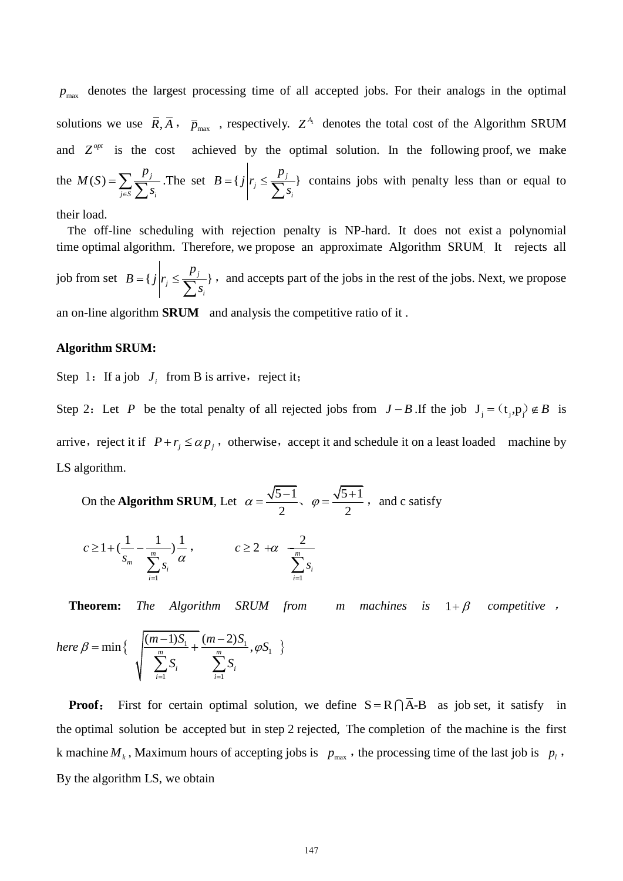$p_{\max}$ denotes the largest processing time of all accepted jobs. For their analogs in the optimal solutions we use $\bar{R}, \bar{A}$ , $\bar{p}_{\max}$ , respectively. $Z^{A}$ denotes the total cost of the Algorithm SRUM and $Z^{opt}$ is the cost achieved by the optimal solution. In the following proof, we make the $M(S)=\sum_{j\in S}\frac{p_j}{\sum s_i}$ .The set $B=\{j \mid r_j \le \frac{p_j}{\sum s_i}\}$ contains jobs with penalty less than or equal to their load.

The off-line scheduling with rejection penalty is NP-hard. It does not exist a polynomial time optimal algorithm. Therefore, we propose an approximate Algorithm SRUM. It rejects all job from set $B=\{j \mid r_j \le \frac{p_j}{\sum s_i}\}$ , and accepts part of the jobs in the rest of the jobs. Next, we propose an on-line algorithm **SRUM** and analysis the competitive ratio of it .

**Algorithm SRUM:**

Step 1：If a job $J_i$ from B is arrive，reject it；

Step 2：Let $P$ be the total penalty of all rejected jobs from $J-B$ .If the job $J_j=(t_j,p_j)\notin B$ is arrive，reject it if $P+r_j \le \alpha p_j$ , otherwise，accept it and schedule it on a least loaded machine by LS algorithm.

On the **Algorithm SRUM**, Let $\alpha=\frac{\sqrt{5}-1}{2}$、$\varphi=\frac{\sqrt{5}+1}{2}$ , and c satisfy

$$c \ge 1+\left(\frac{1}{s_m}-\frac{1}{\sum_{i=1}^{m}s_i}\right)\frac{1}{\alpha}, \qquad c \ge 2+\alpha-\frac{2}{\sum_{i=1}^{m}s_i}$$

**Theorem:** *The Algorithm SRUM from m machines is* $1+\beta$ *competitive，here* $\beta=\min\left\{\sqrt{\frac{(m-1)S_1}{\sum_{i=1}^{m}S_i}+\frac{(m-2)S_1}{\sum_{i=1}^{m}S_i}}, \varphi S_1\right\}$

**Proof：** First for certain optimal solution, we define $S=R\cap\bar{A}-B$ as job set, it satisfy in the optimal solution be accepted but in step 2 rejected, The completion of the machine is the first k machine $M_k$, Maximum hours of accepting jobs is $p_{\max}$ , the processing time of the last job is $p_l$ , By the algorithm LS, we obtain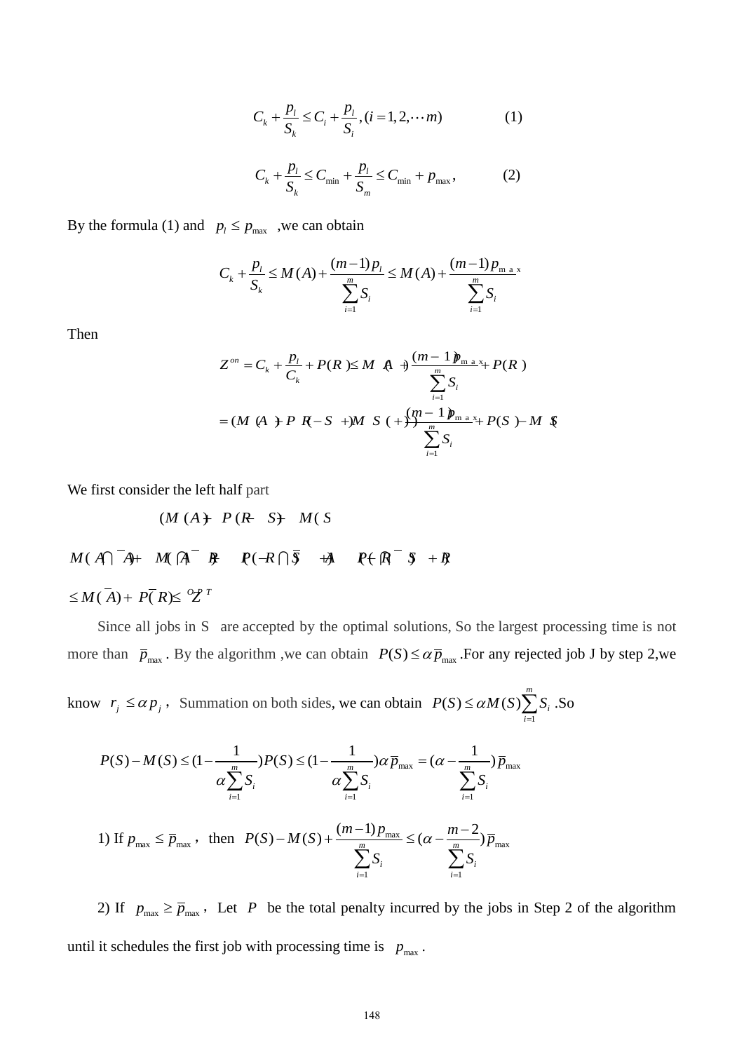$$C_k + \frac{p_l}{S_k} \le C_i + \frac{p_l}{S_i}, (i = 1, 2, \cdots m) \qquad (1)$$

$$C_k + \frac{p_l}{S_k} \le C_{\min} + \frac{p_l}{S_m} \le C_{\min} + p_{\max}, \qquad (2)$$

By the formula (1) and $p_l \le p_{\max}$ ,we can obtain

$$C_k + \frac{p_l}{S_k} \le M(A) + \frac{(m-1)p_l}{\sum_{i=1}^{m} S_i} \le M(A) + \frac{(m-1)p_{\max}}{\sum_{i=1}^{m} S_i}$$

Then

$$Z^{on} = C_k + \frac{p_l}{C_k} + P(R) \le M(A) + \frac{(m-1)p_{\max}}{\sum_{i=1}^{m} S_i} + P(R)$$

$$= (M(A) + P(R-S) + M(S)) + \frac{(m-1)p_{\max}}{\sum_{i=1}^{m} S_i} + P(S) - M(S)$$

We first consider the left half part

$$(M(A) + P(R-S) + M(S)$$

$$M(A \cap \bar{A}) + M(A \cap \bar{R}) + P(R \cap \bar{S}) + A \quad P(R \cap \bar{S}) + R$$

$$\le M(\bar{A}) + P(\bar{R}) \le Z^{OPT}$$

Since all jobs in S are accepted by the optimal solutions, So the largest processing time is not more than $\bar{p}_{\max}$. By the algorithm ,we can obtain $P(S) \le \alpha \bar{p}_{\max}$.For any rejected job J by step 2,we know $r_j \le \alpha p_j$ , Summation on both sides, we can obtain $P(S) \le \alpha M(S) \sum_{i=1}^{m} S_i$ .So

$$P(S) - M(S) \le (1 - \frac{1}{\alpha \sum_{i=1}^{m} S_i}) P(S) \le (1 - \frac{1}{\alpha \sum_{i=1}^{m} S_i}) \alpha \bar{p}_{\max} = (\alpha - \frac{1}{\sum_{i=1}^{m} S_i}) \bar{p}_{\max}$$

1) If $p_{\max} \le \bar{p}_{\max}$ , then $P(S) - M(S) + \frac{(m-1)p_{\max}}{\sum_{i=1}^{m} S_i} \le (\alpha - \frac{m-2}{\sum_{i=1}^{m} S_i}) \bar{p}_{\max}$

2) If $p_{\max} \ge \bar{p}_{\max}$ , Let $P$ be the total penalty incurred by the jobs in Step 2 of the algorithm until it schedules the first job with processing time is $p_{\max}$ .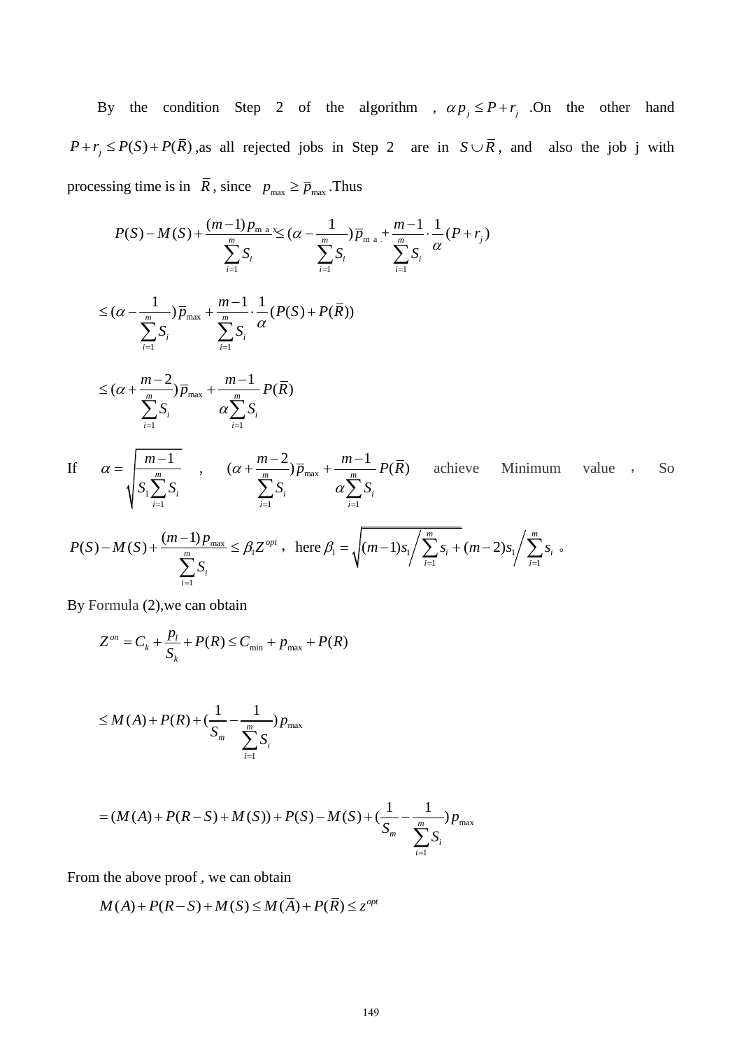By the condition Step 2 of the algorithm , $\alpha p_j \le P + r_j$ .On the other hand $P + r_j \le P(S) + P(\bar{R})$ ,as all rejected jobs in Step 2 are in $S \cup \bar{R}$, and also the job j with processing time is in $\bar{R}$, since $p_{\max} \ge \bar{p}_{\max}$ .Thus

$$P(S) - M(S) + \frac{(m-1)p_{\max}}{\sum_{i=1}^{m} S_i} \le (\alpha - \frac{1}{\sum_{i=1}^{m} S_i})\bar{p}_{\max} + \frac{m-1}{\sum_{i=1}^{m} S_i} \cdot \frac{1}{\alpha}(P + r_j)$$

$$\le (\alpha - \frac{1}{\sum_{i=1}^{m} S_i})\bar{p}_{\max} + \frac{m-1}{\sum_{i=1}^{m} S_i} \cdot \frac{1}{\alpha}(P(S) + P(\bar{R}))$$

$$\le (\alpha + \frac{m-2}{\sum_{i=1}^{m} S_i})\bar{p}_{\max} + \frac{m-1}{\alpha \sum_{i=1}^{m} S_i} P(\bar{R})$$

If $\alpha = \sqrt{\frac{m-1}{S_1 \sum_{i=1}^{m} S_i}}$ , $(\alpha + \frac{m-2}{\sum_{i=1}^{m} S_i})\bar{p}_{\max} + \frac{m-1}{\alpha \sum_{i=1}^{m} S_i} P(\bar{R})$ achieve Minimum value , So

$P(S) - M(S) + \frac{(m-1)p_{\max}}{\sum_{i=1}^{m} S_i} \le \beta_1 Z^{opt}$, here $\beta_1 = \sqrt{(m-1)s_1 \Big/ \sum_{i=1}^{m} s_i} + (m-2)s_1 \Big/ \sum_{i=1}^{m} s_i$ 。

By Formula (2),we can obtain

$$Z^{on} = C_k + \frac{p_l}{S_k} + P(R) \le C_{\min} + p_{\max} + P(R)$$

$$\le M(A) + P(R) + (\frac{1}{S_m} - \frac{1}{\sum_{i=1}^{m} S_i}) p_{\max}$$

$$= (M(A) + P(R - S) + M(S)) + P(S) - M(S) + (\frac{1}{S_m} - \frac{1}{\sum_{i=1}^{m} S_i}) p_{\max}$$

From the above proof , we can obtain

$$M(A) + P(R - S) + M(S) \le M(\bar{A}) + P(\bar{R}) \le z^{opt}$$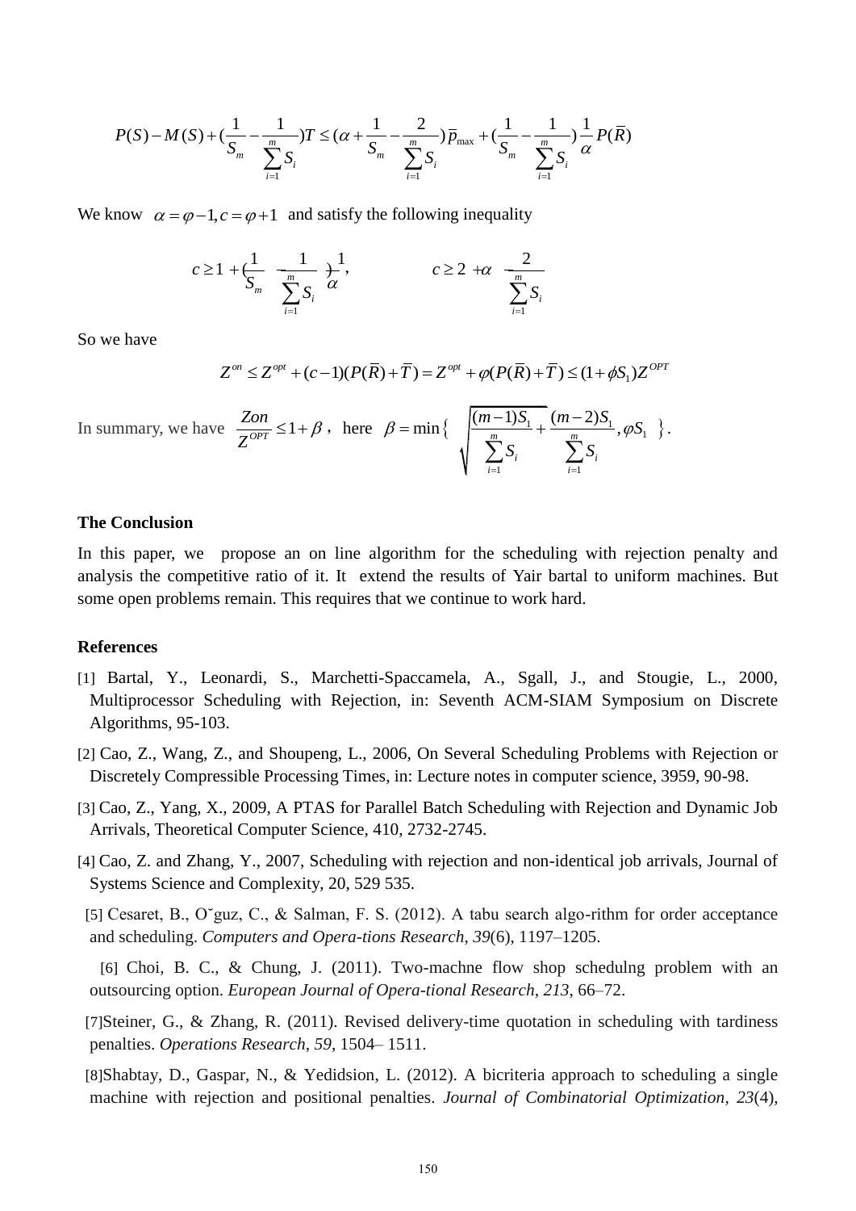$$P(S)-M(S)+\left(\frac{1}{S_m}-\frac{1}{\sum_{i=1}^{m}S_i}\right)T \le \left(\alpha+\frac{1}{S_m}-\frac{2}{\sum_{i=1}^{m}S_i}\right)\overline{p}_{\max}+\left(\frac{1}{S_m}-\frac{1}{\sum_{i=1}^{m}S_i}\right)\frac{1}{\alpha}P(\overline{R})$$

We know $\alpha=\varphi-1, c=\varphi+1$ and satisfy the following inequality

$$c \ge 1+\left(\frac{1}{S_m}-\frac{1}{\sum_{i=1}^{m}S_i}\right)\frac{1}{\alpha}, \qquad c \ge 2+\alpha-\frac{2}{\sum_{i=1}^{m}S_i}$$

So we have

$$Z^{on} \le Z^{opt}+(c-1)(P(\overline{R})+\overline{T})=Z^{opt}+\varphi(P(\overline{R})+\overline{T}) \le (1+\phi S_1)Z^{OPT}$$

In summary, we have $\frac{Zon}{Z^{OPT}} \le 1+\beta$, here $\beta=\min\left\{\sqrt{\frac{(m-1)S_1}{\sum_{i=1}^{m}S_i}+\frac{(m-2)S_1}{\sum_{i=1}^{m}S_i}}, \varphi S_1\right\}$.

**The Conclusion**

In this paper, we propose an on line algorithm for the scheduling with rejection penalty and analysis the competitive ratio of it. It extend the results of Yair bartal to uniform machines. But some open problems remain. This requires that we continue to work hard.

**References**

[1] Bartal, Y., Leonardi, S., Marchetti-Spaccamela, A., Sgall, J., and Stougie, L., 2000, Multiprocessor Scheduling with Rejection, in: Seventh ACM-SIAM Symposium on Discrete Algorithms, 95-103.

[2] Cao, Z., Wang, Z., and Shoupeng, L., 2006, On Several Scheduling Problems with Rejection or Discretely Compressible Processing Times, in: Lecture notes in computer science, 3959, 90-98.

[3] Cao, Z., Yang, X., 2009, A PTAS for Parallel Batch Scheduling with Rejection and Dynamic Job Arrivals, Theoretical Computer Science, 410, 2732-2745.

[4] Cao, Z. and Zhang, Y., 2007, Scheduling with rejection and non-identical job arrivals, Journal of Systems Science and Complexity, 20, 529 535.

[5] Cesaret, B., Oˇguz, C., & Salman, F. S. (2012). A tabu search algo-rithm for order acceptance and scheduling. *Computers and Opera-tions Research*, *39*(6), 1197–1205.

[6] Choi, B. C., & Chung, J. (2011). Two-machne flow shop schedulng problem with an outsourcing option. *European Journal of Opera-tional Research*, *213*, 66–72.

[7]Steiner, G., & Zhang, R. (2011). Revised delivery-time quotation in scheduling with tardiness penalties. *Operations Research*, *59*, 1504– 1511.

[8]Shabtay, D., Gaspar, N., & Yedidsion, L. (2012). A bicriteria approach to scheduling a single machine with rejection and positional penalties. *Journal of Combinatorial Optimization*, *23*(4),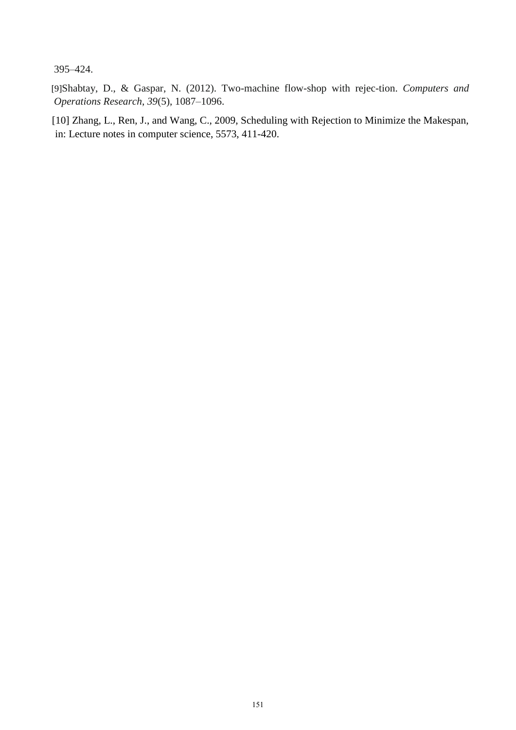395–424.

[9]Shabtay, D., & Gaspar, N. (2012). Two-machine flow-shop with rejec-tion. *Computers and Operations Research*, *39*(5), 1087–1096.

[10] Zhang, L., Ren, J., and Wang, C., 2009, Scheduling with Rejection to Minimize the Makespan, in: Lecture notes in computer science, 5573, 411-420.